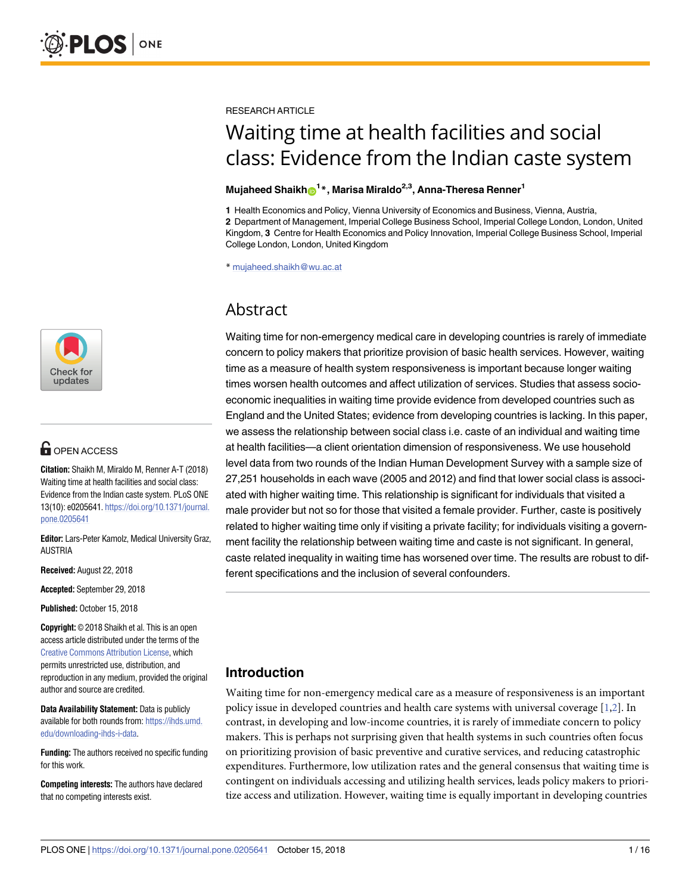RESEARCH ARTICLE

# Waiting time at health facilities and social class: Evidence from the Indian caste system

**Mujaheed Shaikh[1]*, Marisa Miraldo[2,3], Anna-Theresa Renner[1]**

1 Health Economics and Policy, Vienna University of Economics and Business, Vienna, Austria,
2 Department of Management, Imperial College Business School, Imperial College London, London, United Kingdom, 3 Centre for Health Economics and Policy Innovation, Imperial College Business School, Imperial College London, London, United Kingdom

* mujaheed.shaikh@wu.ac.at

OPEN ACCESS

**Citation:** Shaikh M, Miraldo M, Renner A-T (2018) Waiting time at health facilities and social class: Evidence from the Indian caste system. PLoS ONE 13(10): e0205641. https://doi.org/10.1371/journal.pone.0205641

**Editor:** Lars-Peter Kamolz, Medical University Graz, AUSTRIA

**Received:** August 22, 2018

**Accepted:** September 29, 2018

**Published:** October 15, 2018

**Copyright:** © 2018 Shaikh et al. This is an open access article distributed under the terms of the Creative Commons Attribution License, which permits unrestricted use, distribution, and reproduction in any medium, provided the original author and source are credited.

**Data Availability Statement:** Data is publicly available for both rounds from: https://ihds.umd.edu/downloading-ihds-i-data.

**Funding:** The authors received no specific funding for this work.

**Competing interests:** The authors have declared that no competing interests exist.

## Abstract

Waiting time for non-emergency medical care in developing countries is rarely of immediate concern to policy makers that prioritize provision of basic health services. However, waiting time as a measure of health system responsiveness is important because longer waiting times worsen health outcomes and affect utilization of services. Studies that assess socio-economic inequalities in waiting time provide evidence from developed countries such as England and the United States; evidence from developing countries is lacking. In this paper, we assess the relationship between social class i.e. caste of an individual and waiting time at health facilities—a client orientation dimension of responsiveness. We use household level data from two rounds of the Indian Human Development Survey with a sample size of 27,251 households in each wave (2005 and 2012) and find that lower social class is associated with higher waiting time. This relationship is significant for individuals that visited a male provider but not so for those that visited a female provider. Further, caste is positively related to higher waiting time only if visiting a private facility; for individuals visiting a government facility the relationship between waiting time and caste is not significant. In general, caste related inequality in waiting time has worsened over time. The results are robust to different specifications and the inclusion of several confounders.

## Introduction

Waiting time for non-emergency medical care as a measure of responsiveness is an important policy issue in developed countries and health care systems with universal coverage [1,2]. In contrast, in developing and low-income countries, it is rarely of immediate concern to policy makers. This is perhaps not surprising given that health systems in such countries often focus on prioritizing provision of basic preventive and curative services, and reducing catastrophic expenditures. Furthermore, low utilization rates and the general consensus that waiting time is contingent on individuals accessing and utilizing health services, leads policy makers to prioritize access and utilization. However, waiting time is equally important in developing countries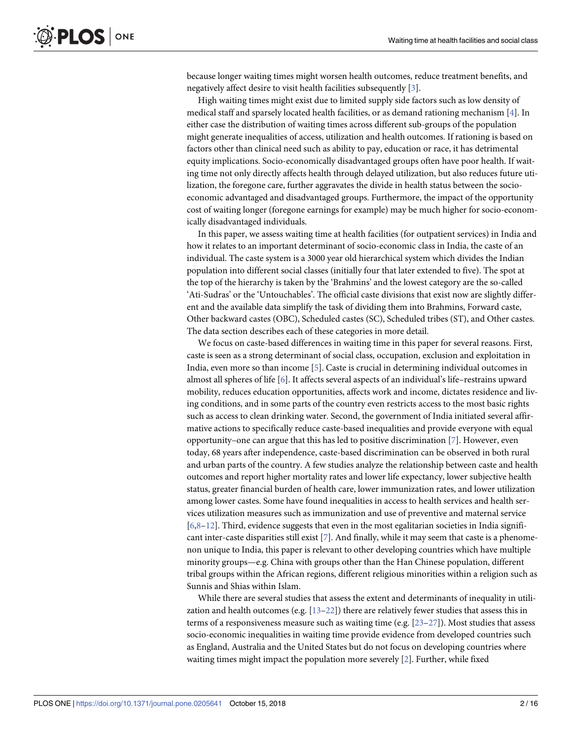because longer waiting times might worsen health outcomes, reduce treatment benefits, and negatively affect desire to visit health facilities subsequently [3].

High waiting times might exist due to limited supply side factors such as low density of medical staff and sparsely located health facilities, or as demand rationing mechanism [4]. In either case the distribution of waiting times across different sub-groups of the population might generate inequalities of access, utilization and health outcomes. If rationing is based on factors other than clinical need such as ability to pay, education or race, it has detrimental equity implications. Socio-economically disadvantaged groups often have poor health. If waiting time not only directly affects health through delayed utilization, but also reduces future utilization, the foregone care, further aggravates the divide in health status between the socio-economic advantaged and disadvantaged groups. Furthermore, the impact of the opportunity cost of waiting longer (foregone earnings for example) may be much higher for socio-economically disadvantaged individuals.

In this paper, we assess waiting time at health facilities (for outpatient services) in India and how it relates to an important determinant of socio-economic class in India, the caste of an individual. The caste system is a 3000 year old hierarchical system which divides the Indian population into different social classes (initially four that later extended to five). The spot at the top of the hierarchy is taken by the 'Brahmins' and the lowest category are the so-called 'Ati-Sudras' or the 'Untouchables'. The official caste divisions that exist now are slightly different and the available data simplify the task of dividing them into Brahmins, Forward caste, Other backward castes (OBC), Scheduled castes (SC), Scheduled tribes (ST), and Other castes. The data section describes each of these categories in more detail.

We focus on caste-based differences in waiting time in this paper for several reasons. First, caste is seen as a strong determinant of social class, occupation, exclusion and exploitation in India, even more so than income [5]. Caste is crucial in determining individual outcomes in almost all spheres of life [6]. It affects several aspects of an individual's life–restrains upward mobility, reduces education opportunities, affects work and income, dictates residence and living conditions, and in some parts of the country even restricts access to the most basic rights such as access to clean drinking water. Second, the government of India initiated several affirmative actions to specifically reduce caste-based inequalities and provide everyone with equal opportunity–one can argue that this has led to positive discrimination [7]. However, even today, 68 years after independence, caste-based discrimination can be observed in both rural and urban parts of the country. A few studies analyze the relationship between caste and health outcomes and report higher mortality rates and lower life expectancy, lower subjective health status, greater financial burden of health care, lower immunization rates, and lower utilization among lower castes. Some have found inequalities in access to health services and health services utilization measures such as immunization and use of preventive and maternal service [6,8–12]. Third, evidence suggests that even in the most egalitarian societies in India significant inter-caste disparities still exist [7]. And finally, while it may seem that caste is a phenomenon unique to India, this paper is relevant to other developing countries which have multiple minority groups—e.g. China with groups other than the Han Chinese population, different tribal groups within the African regions, different religious minorities within a religion such as Sunnis and Shias within Islam.

While there are several studies that assess the extent and determinants of inequality in utilization and health outcomes (e.g. [13–22]) there are relatively fewer studies that assess this in terms of a responsiveness measure such as waiting time (e.g. [23–27]). Most studies that assess socio-economic inequalities in waiting time provide evidence from developed countries such as England, Australia and the United States but do not focus on developing countries where waiting times might impact the population more severely [2]. Further, while fixed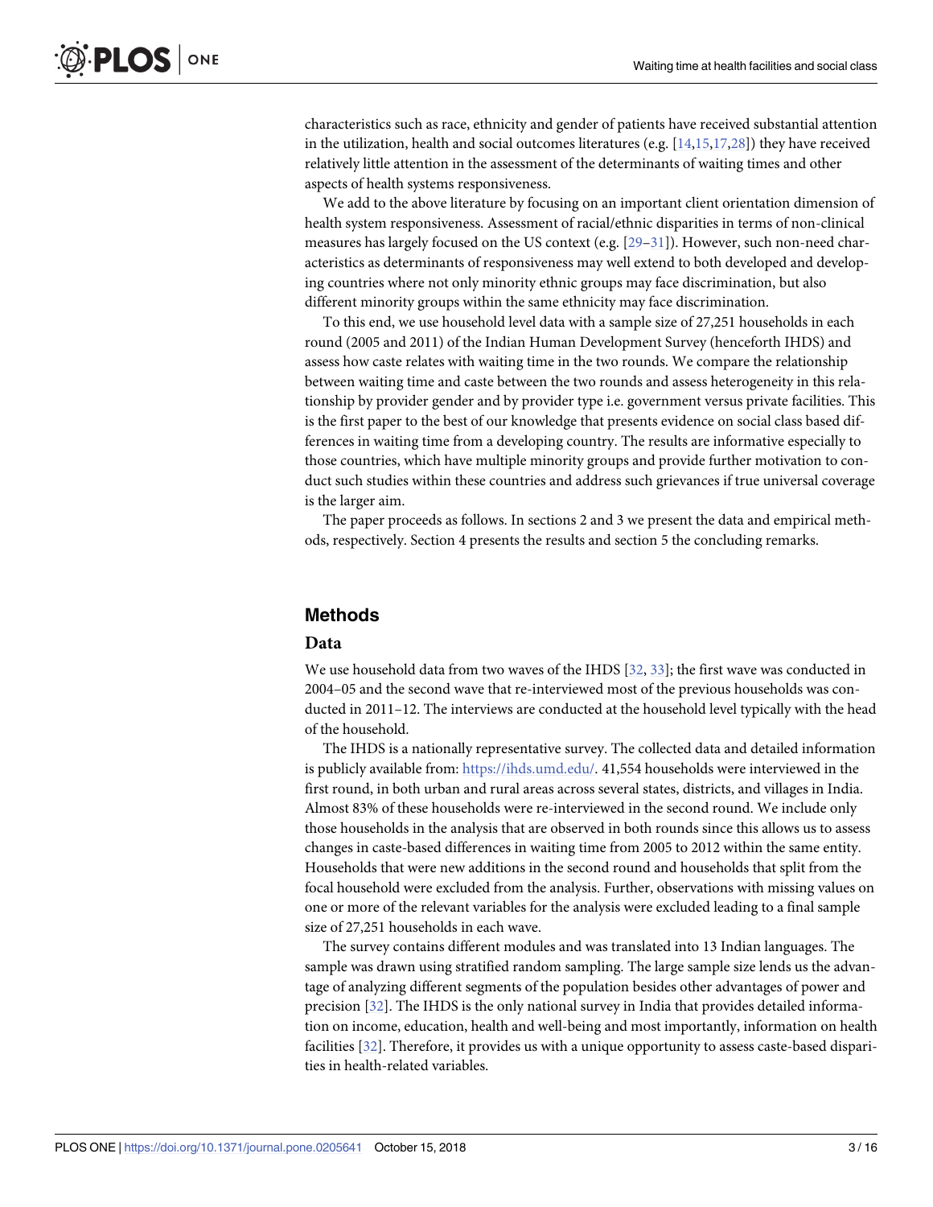characteristics such as race, ethnicity and gender of patients have received substantial attention in the utilization, health and social outcomes literatures (e.g. [14,15,17,28]) they have received relatively little attention in the assessment of the determinants of waiting times and other aspects of health systems responsiveness.

We add to the above literature by focusing on an important client orientation dimension of health system responsiveness. Assessment of racial/ethnic disparities in terms of non-clinical measures has largely focused on the US context (e.g. [29–31]). However, such non-need characteristics as determinants of responsiveness may well extend to both developed and developing countries where not only minority ethnic groups may face discrimination, but also different minority groups within the same ethnicity may face discrimination.

To this end, we use household level data with a sample size of 27,251 households in each round (2005 and 2011) of the Indian Human Development Survey (henceforth IHDS) and assess how caste relates with waiting time in the two rounds. We compare the relationship between waiting time and caste between the two rounds and assess heterogeneity in this relationship by provider gender and by provider type i.e. government versus private facilities. This is the first paper to the best of our knowledge that presents evidence on social class based differences in waiting time from a developing country. The results are informative especially to those countries, which have multiple minority groups and provide further motivation to conduct such studies within these countries and address such grievances if true universal coverage is the larger aim.

The paper proceeds as follows. In sections 2 and 3 we present the data and empirical methods, respectively. Section 4 presents the results and section 5 the concluding remarks.

## Methods

### Data

We use household data from two waves of the IHDS [32, 33]; the first wave was conducted in 2004–05 and the second wave that re-interviewed most of the previous households was conducted in 2011–12. The interviews are conducted at the household level typically with the head of the household.

The IHDS is a nationally representative survey. The collected data and detailed information is publicly available from: https://ihds.umd.edu/. 41,554 households were interviewed in the first round, in both urban and rural areas across several states, districts, and villages in India. Almost 83% of these households were re-interviewed in the second round. We include only those households in the analysis that are observed in both rounds since this allows us to assess changes in caste-based differences in waiting time from 2005 to 2012 within the same entity. Households that were new additions in the second round and households that split from the focal household were excluded from the analysis. Further, observations with missing values on one or more of the relevant variables for the analysis were excluded leading to a final sample size of 27,251 households in each wave.

The survey contains different modules and was translated into 13 Indian languages. The sample was drawn using stratified random sampling. The large sample size lends us the advantage of analyzing different segments of the population besides other advantages of power and precision [32]. The IHDS is the only national survey in India that provides detailed information on income, education, health and well-being and most importantly, information on health facilities [32]. Therefore, it provides us with a unique opportunity to assess caste-based disparities in health-related variables.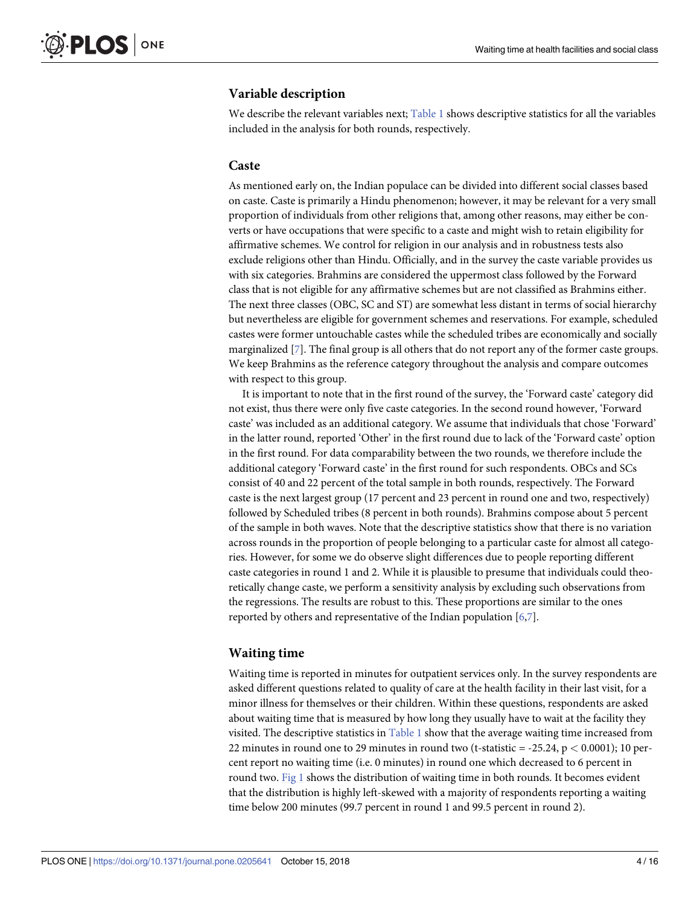## Variable description

We describe the relevant variables next; Table 1 shows descriptive statistics for all the variables included in the analysis for both rounds, respectively.

## Caste

As mentioned early on, the Indian populace can be divided into different social classes based on caste. Caste is primarily a Hindu phenomenon; however, it may be relevant for a very small proportion of individuals from other religions that, among other reasons, may either be converts or have occupations that were specific to a caste and might wish to retain eligibility for affirmative schemes. We control for religion in our analysis and in robustness tests also exclude religions other than Hindu. Officially, and in the survey the caste variable provides us with six categories. Brahmins are considered the uppermost class followed by the Forward class that is not eligible for any affirmative schemes but are not classified as Brahmins either. The next three classes (OBC, SC and ST) are somewhat less distant in terms of social hierarchy but nevertheless are eligible for government schemes and reservations. For example, scheduled castes were former untouchable castes while the scheduled tribes are economically and socially marginalized [7]. The final group is all others that do not report any of the former caste groups. We keep Brahmins as the reference category throughout the analysis and compare outcomes with respect to this group.

It is important to note that in the first round of the survey, the 'Forward caste' category did not exist, thus there were only five caste categories. In the second round however, 'Forward caste' was included as an additional category. We assume that individuals that chose 'Forward' in the latter round, reported 'Other' in the first round due to lack of the 'Forward caste' option in the first round. For data comparability between the two rounds, we therefore include the additional category 'Forward caste' in the first round for such respondents. OBCs and SCs consist of 40 and 22 percent of the total sample in both rounds, respectively. The Forward caste is the next largest group (17 percent and 23 percent in round one and two, respectively) followed by Scheduled tribes (8 percent in both rounds). Brahmins compose about 5 percent of the sample in both waves. Note that the descriptive statistics show that there is no variation across rounds in the proportion of people belonging to a particular caste for almost all categories. However, for some we do observe slight differences due to people reporting different caste categories in round 1 and 2. While it is plausible to presume that individuals could theoretically change caste, we perform a sensitivity analysis by excluding such observations from the regressions. The results are robust to this. These proportions are similar to the ones reported by others and representative of the Indian population [6,7].

## Waiting time

Waiting time is reported in minutes for outpatient services only. In the survey respondents are asked different questions related to quality of care at the health facility in their last visit, for a minor illness for themselves or their children. Within these questions, respondents are asked about waiting time that is measured by how long they usually have to wait at the facility they visited. The descriptive statistics in Table 1 show that the average waiting time increased from 22 minutes in round one to 29 minutes in round two (t-statistic = -25.24, $p < 0.0001$); 10 percent report no waiting time (i.e. 0 minutes) in round one which decreased to 6 percent in round two. Fig 1 shows the distribution of waiting time in both rounds. It becomes evident that the distribution is highly left-skewed with a majority of respondents reporting a waiting time below 200 minutes (99.7 percent in round 1 and 99.5 percent in round 2).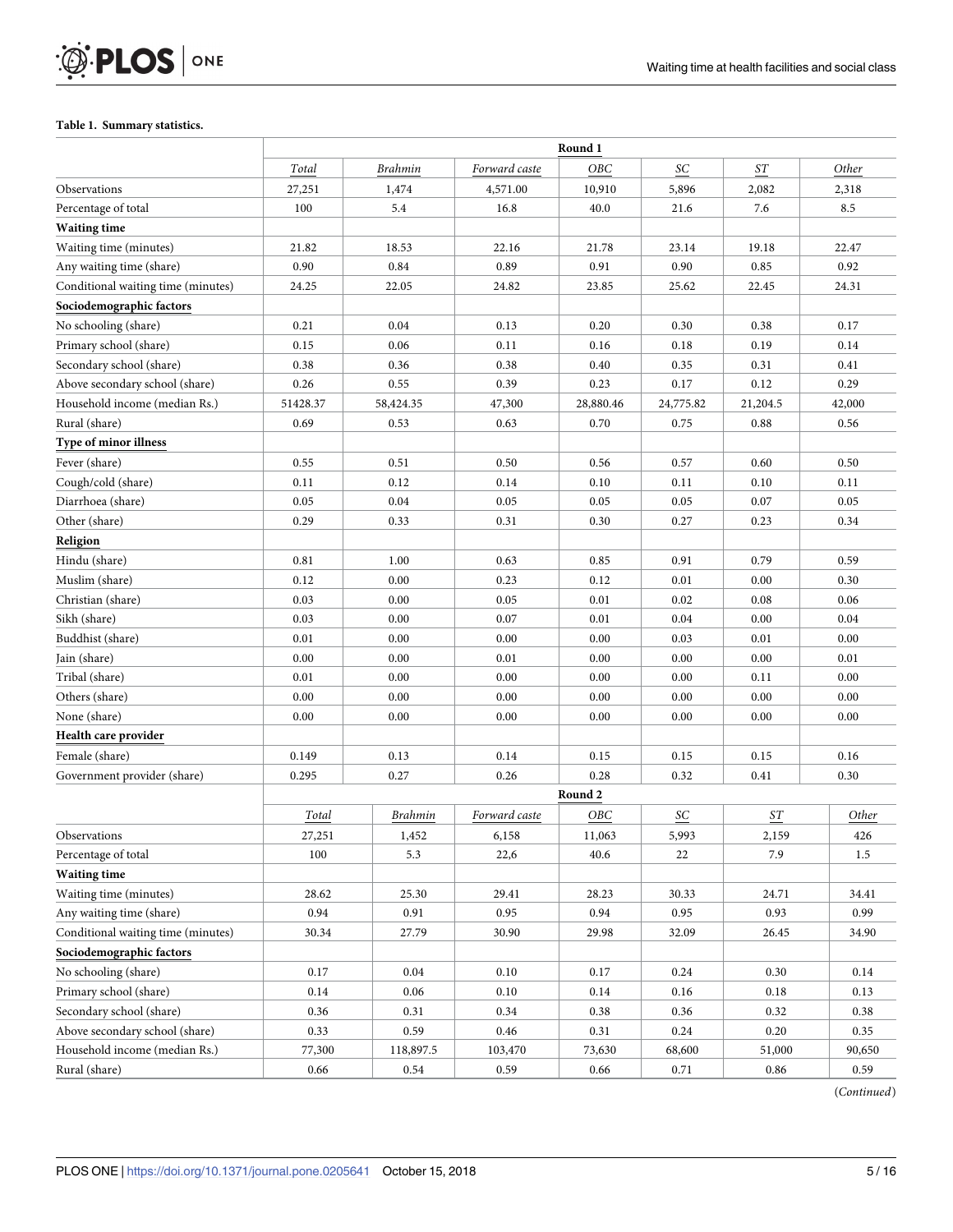**Table 1. Summary statistics.**

| | Round 1 | | | | | | |
|---|---|---|---|---|---|---|---|
| | *Total* | *Brahmin* | *Forward caste* | *OBC* | *SC* | *ST* | *Other* |
| Observations | 27,251 | 1,474 | 4,571.00 | 10,910 | 5,896 | 2,082 | 2,318 |
| Percentage of total | 100 | 5.4 | 16.8 | 40.0 | 21.6 | 7.6 | 8.5 |
| **Waiting time** | | | | | | | |
| Waiting time (minutes) | 21.82 | 18.53 | 22.16 | 21.78 | 23.14 | 19.18 | 22.47 |
| Any waiting time (share) | 0.90 | 0.84 | 0.89 | 0.91 | 0.90 | 0.85 | 0.92 |
| Conditional waiting time (minutes) | 24.25 | 22.05 | 24.82 | 23.85 | 25.62 | 22.45 | 24.31 |
| **Sociodemographic factors** | | | | | | | |
| No schooling (share) | 0.21 | 0.04 | 0.13 | 0.20 | 0.30 | 0.38 | 0.17 |
| Primary school (share) | 0.15 | 0.06 | 0.11 | 0.16 | 0.18 | 0.19 | 0.14 |
| Secondary school (share) | 0.38 | 0.36 | 0.38 | 0.40 | 0.35 | 0.31 | 0.41 |
| Above secondary school (share) | 0.26 | 0.55 | 0.39 | 0.23 | 0.17 | 0.12 | 0.29 |
| Household income (median Rs.) | 51428.37 | 58,424.35 | 47,300 | 28,880.46 | 24,775.82 | 21,204.5 | 42,000 |
| Rural (share) | 0.69 | 0.53 | 0.63 | 0.70 | 0.75 | 0.88 | 0.56 |
| **Type of minor illness** | | | | | | | |
| Fever (share) | 0.55 | 0.51 | 0.50 | 0.56 | 0.57 | 0.60 | 0.50 |
| Cough/cold (share) | 0.11 | 0.12 | 0.14 | 0.10 | 0.11 | 0.10 | 0.11 |
| Diarrhoea (share) | 0.05 | 0.04 | 0.05 | 0.05 | 0.05 | 0.07 | 0.05 |
| Other (share) | 0.29 | 0.33 | 0.31 | 0.30 | 0.27 | 0.23 | 0.34 |
| **Religion** | | | | | | | |
| Hindu (share) | 0.81 | 1.00 | 0.63 | 0.85 | 0.91 | 0.79 | 0.59 |
| Muslim (share) | 0.12 | 0.00 | 0.23 | 0.12 | 0.01 | 0.00 | 0.30 |
| Christian (share) | 0.03 | 0.00 | 0.05 | 0.01 | 0.02 | 0.08 | 0.06 |
| Sikh (share) | 0.03 | 0.00 | 0.07 | 0.01 | 0.04 | 0.00 | 0.04 |
| Buddhist (share) | 0.01 | 0.00 | 0.00 | 0.00 | 0.03 | 0.01 | 0.00 |
| Jain (share) | 0.00 | 0.00 | 0.01 | 0.00 | 0.00 | 0.00 | 0.01 |
| Tribal (share) | 0.01 | 0.00 | 0.00 | 0.00 | 0.00 | 0.11 | 0.00 |
| Others (share) | 0.00 | 0.00 | 0.00 | 0.00 | 0.00 | 0.00 | 0.00 |
| None (share) | 0.00 | 0.00 | 0.00 | 0.00 | 0.00 | 0.00 | 0.00 |
| **Health care provider** | | | | | | | |
| Female (share) | 0.149 | 0.13 | 0.14 | 0.15 | 0.15 | 0.15 | 0.16 |
| Government provider (share) | 0.295 | 0.27 | 0.26 | 0.28 | 0.32 | 0.41 | 0.30 |
| | **Round 2** | | | | | | |
| | *Total* | *Brahmin* | *Forward caste* | *OBC* | *SC* | *ST* | *Other* |
| Observations | 27,251 | 1,452 | 6,158 | 11,063 | 5,993 | 2,159 | 426 |
| Percentage of total | 100 | 5.3 | 22,6 | 40.6 | 22 | 7.9 | 1.5 |
| **Waiting time** | | | | | | | |
| Waiting time (minutes) | 28.62 | 25.30 | 29.41 | 28.23 | 30.33 | 24.71 | 34.41 |
| Any waiting time (share) | 0.94 | 0.91 | 0.95 | 0.94 | 0.95 | 0.93 | 0.99 |
| Conditional waiting time (minutes) | 30.34 | 27.79 | 30.90 | 29.98 | 32.09 | 26.45 | 34.90 |
| **Sociodemographic factors** | | | | | | | |
| No schooling (share) | 0.17 | 0.04 | 0.10 | 0.17 | 0.24 | 0.30 | 0.14 |
| Primary school (share) | 0.14 | 0.06 | 0.10 | 0.14 | 0.16 | 0.18 | 0.13 |
| Secondary school (share) | 0.36 | 0.31 | 0.34 | 0.38 | 0.36 | 0.32 | 0.38 |
| Above secondary school (share) | 0.33 | 0.59 | 0.46 | 0.31 | 0.24 | 0.20 | 0.35 |
| Household income (median Rs.) | 77,300 | 118,897.5 | 103,470 | 73,630 | 68,600 | 51,000 | 90,650 |
| Rural (share) | 0.66 | 0.54 | 0.59 | 0.66 | 0.71 | 0.86 | 0.59 |

(*Continued*)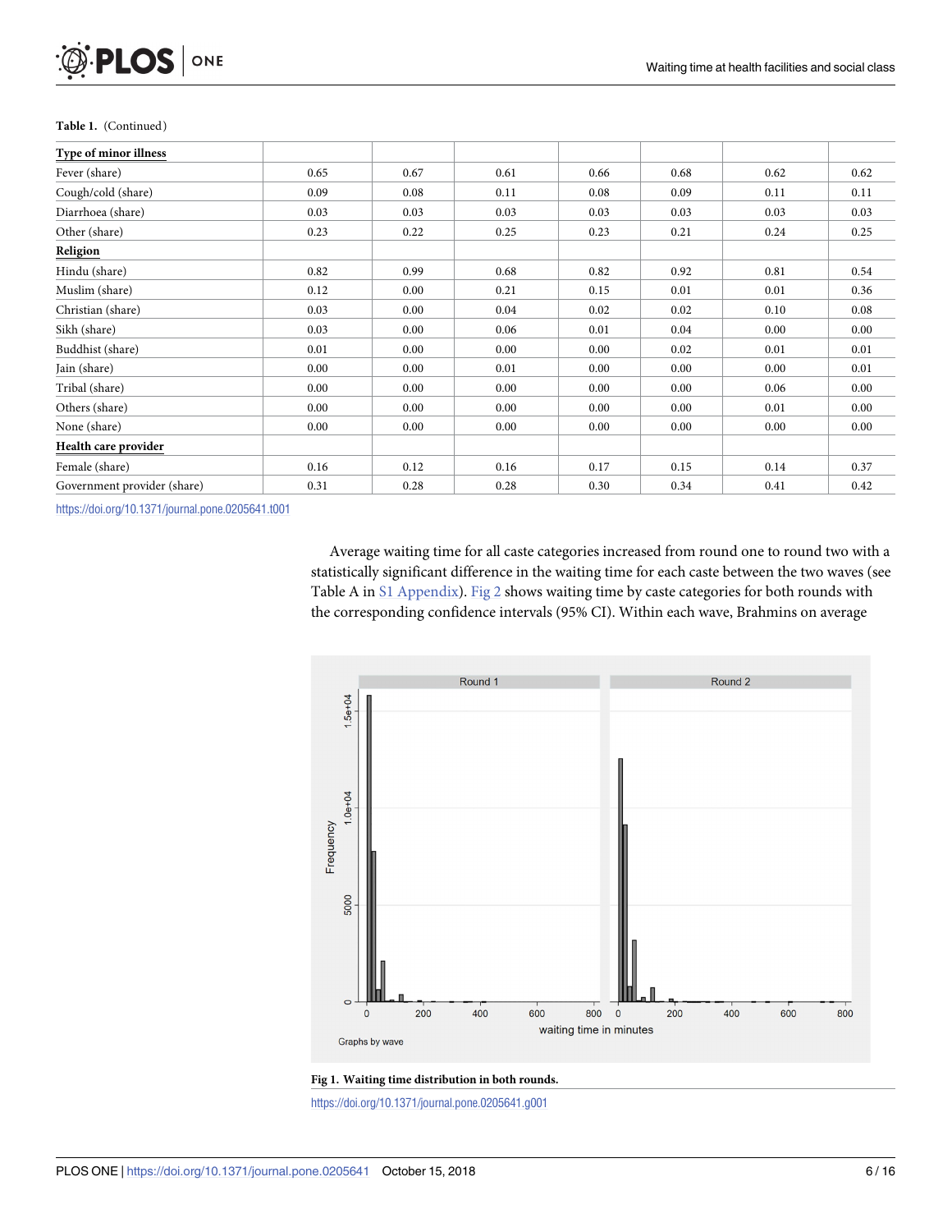Table 1. (Continued)

| | | | | | | | |
|---|---|---|---|---|---|---|---|
| **Type of minor illness** | | | | | | | |
| Fever (share) | 0.65 | 0.67 | 0.61 | 0.66 | 0.68 | 0.62 | 0.62 |
| Cough/cold (share) | 0.09 | 0.08 | 0.11 | 0.08 | 0.09 | 0.11 | 0.11 |
| Diarrhoea (share) | 0.03 | 0.03 | 0.03 | 0.03 | 0.03 | 0.03 | 0.03 |
| Other (share) | 0.23 | 0.22 | 0.25 | 0.23 | 0.21 | 0.24 | 0.25 |
| **Religion** | | | | | | | |
| Hindu (share) | 0.82 | 0.99 | 0.68 | 0.82 | 0.92 | 0.81 | 0.54 |
| Muslim (share) | 0.12 | 0.00 | 0.21 | 0.15 | 0.01 | 0.01 | 0.36 |
| Christian (share) | 0.03 | 0.00 | 0.04 | 0.02 | 0.02 | 0.10 | 0.08 |
| Sikh (share) | 0.03 | 0.00 | 0.06 | 0.01 | 0.04 | 0.00 | 0.00 |
| Buddhist (share) | 0.01 | 0.00 | 0.00 | 0.00 | 0.02 | 0.01 | 0.01 |
| Jain (share) | 0.00 | 0.00 | 0.01 | 0.00 | 0.00 | 0.00 | 0.01 |
| Tribal (share) | 0.00 | 0.00 | 0.00 | 0.00 | 0.00 | 0.06 | 0.00 |
| Others (share) | 0.00 | 0.00 | 0.00 | 0.00 | 0.00 | 0.01 | 0.00 |
| None (share) | 0.00 | 0.00 | 0.00 | 0.00 | 0.00 | 0.00 | 0.00 |
| **Health care provider** | | | | | | | |
| Female (share) | 0.16 | 0.12 | 0.16 | 0.17 | 0.15 | 0.14 | 0.37 |
| Government provider (share) | 0.31 | 0.28 | 0.28 | 0.30 | 0.34 | 0.41 | 0.42 |

https://doi.org/10.1371/journal.pone.0205641.t001

Average waiting time for all caste categories increased from round one to round two with a statistically significant difference in the waiting time for each caste between the two waves (see Table A in S1 Appendix). Fig 2 shows waiting time by caste categories for both rounds with the corresponding confidence intervals (95% CI). Within each wave, Brahmins on average

**Fig 1. Waiting time distribution in both rounds.**

https://doi.org/10.1371/journal.pone.0205641.g001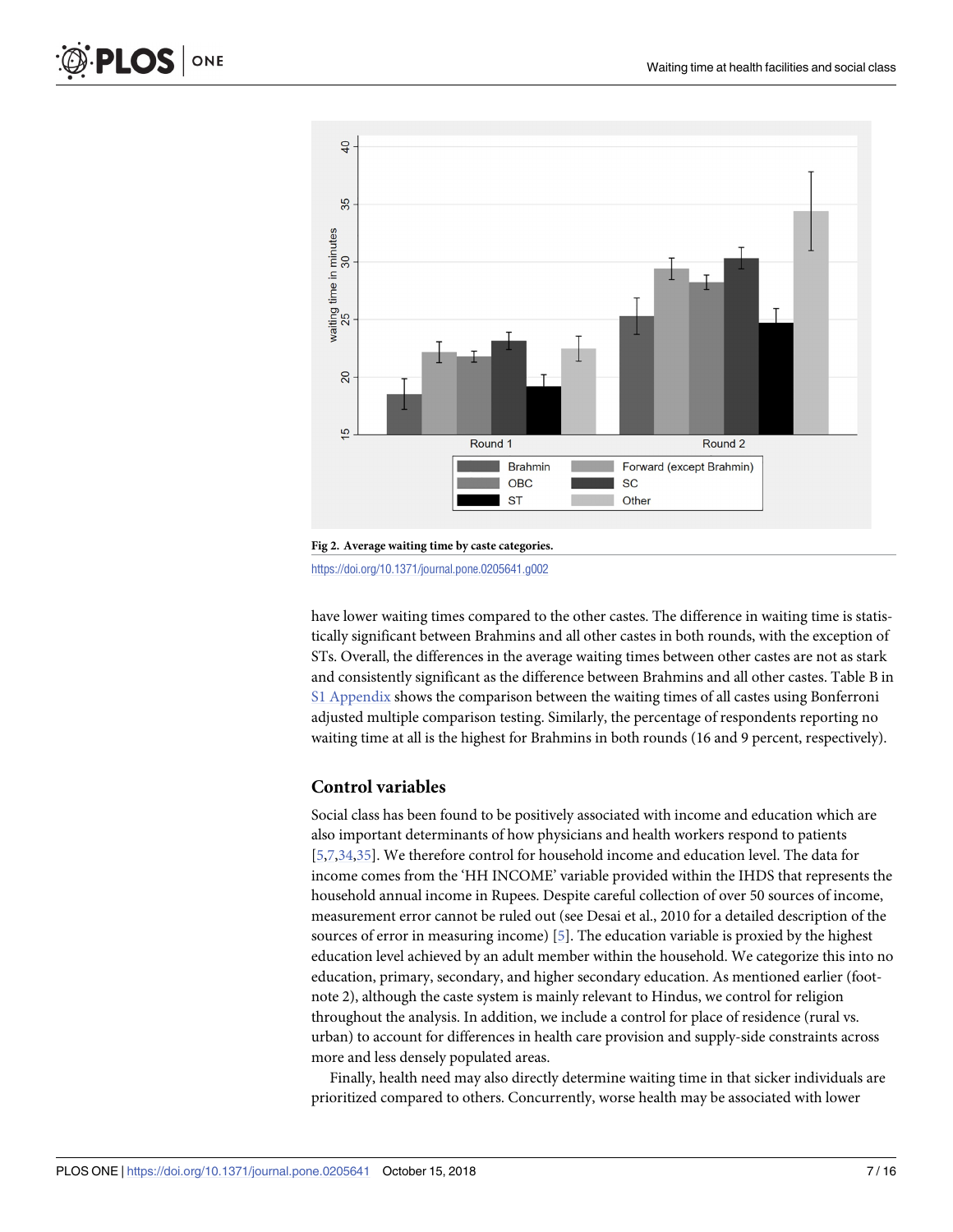Fig 2. Average waiting time by caste categories.

https://doi.org/10.1371/journal.pone.0205641.g002

have lower waiting times compared to the other castes. The difference in waiting time is statistically significant between Brahmins and all other castes in both rounds, with the exception of STs. Overall, the differences in the average waiting times between other castes are not as stark and consistently significant as the difference between Brahmins and all other castes. Table B in S1 Appendix shows the comparison between the waiting times of all castes using Bonferroni adjusted multiple comparison testing. Similarly, the percentage of respondents reporting no waiting time at all is the highest for Brahmins in both rounds (16 and 9 percent, respectively).

## Control variables

Social class has been found to be positively associated with income and education which are also important determinants of how physicians and health workers respond to patients [5,7,34,35]. We therefore control for household income and education level. The data for income comes from the 'HH INCOME' variable provided within the IHDS that represents the household annual income in Rupees. Despite careful collection of over 50 sources of income, measurement error cannot be ruled out (see Desai et al., 2010 for a detailed description of the sources of error in measuring income) [5]. The education variable is proxied by the highest education level achieved by an adult member within the household. We categorize this into no education, primary, secondary, and higher secondary education. As mentioned earlier (footnote 2), although the caste system is mainly relevant to Hindus, we control for religion throughout the analysis. In addition, we include a control for place of residence (rural vs. urban) to account for differences in health care provision and supply-side constraints across more and less densely populated areas.

Finally, health need may also directly determine waiting time in that sicker individuals are prioritized compared to others. Concurrently, worse health may be associated with lower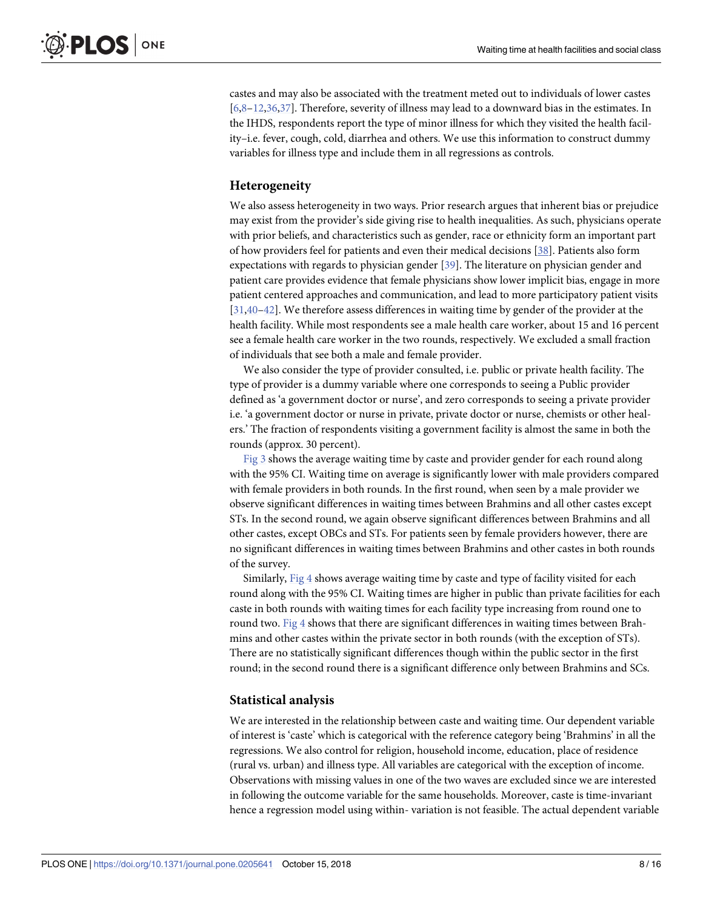castes and may also be associated with the treatment meted out to individuals of lower castes [6,8–12,36,37]. Therefore, severity of illness may lead to a downward bias in the estimates. In the IHDS, respondents report the type of minor illness for which they visited the health facility–i.e. fever, cough, cold, diarrhea and others. We use this information to construct dummy variables for illness type and include them in all regressions as controls.

## Heterogeneity

We also assess heterogeneity in two ways. Prior research argues that inherent bias or prejudice may exist from the provider's side giving rise to health inequalities. As such, physicians operate with prior beliefs, and characteristics such as gender, race or ethnicity form an important part of how providers feel for patients and even their medical decisions [38]. Patients also form expectations with regards to physician gender [39]. The literature on physician gender and patient care provides evidence that female physicians show lower implicit bias, engage in more patient centered approaches and communication, and lead to more participatory patient visits [31,40–42]. We therefore assess differences in waiting time by gender of the provider at the health facility. While most respondents see a male health care worker, about 15 and 16 percent see a female health care worker in the two rounds, respectively. We excluded a small fraction of individuals that see both a male and female provider.

We also consider the type of provider consulted, i.e. public or private health facility. The type of provider is a dummy variable where one corresponds to seeing a Public provider defined as 'a government doctor or nurse', and zero corresponds to seeing a private provider i.e. 'a government doctor or nurse in private, private doctor or nurse, chemists or other healers.' The fraction of respondents visiting a government facility is almost the same in both the rounds (approx. 30 percent).

Fig 3 shows the average waiting time by caste and provider gender for each round along with the 95% CI. Waiting time on average is significantly lower with male providers compared with female providers in both rounds. In the first round, when seen by a male provider we observe significant differences in waiting times between Brahmins and all other castes except STs. In the second round, we again observe significant differences between Brahmins and all other castes, except OBCs and STs. For patients seen by female providers however, there are no significant differences in waiting times between Brahmins and other castes in both rounds of the survey.

Similarly, Fig 4 shows average waiting time by caste and type of facility visited for each round along with the 95% CI. Waiting times are higher in public than private facilities for each caste in both rounds with waiting times for each facility type increasing from round one to round two. Fig 4 shows that there are significant differences in waiting times between Brahmins and other castes within the private sector in both rounds (with the exception of STs). There are no statistically significant differences though within the public sector in the first round; in the second round there is a significant difference only between Brahmins and SCs.

## Statistical analysis

We are interested in the relationship between caste and waiting time. Our dependent variable of interest is 'caste' which is categorical with the reference category being 'Brahmins' in all the regressions. We also control for religion, household income, education, place of residence (rural vs. urban) and illness type. All variables are categorical with the exception of income. Observations with missing values in one of the two waves are excluded since we are interested in following the outcome variable for the same households. Moreover, caste is time-invariant hence a regression model using within- variation is not feasible. The actual dependent variable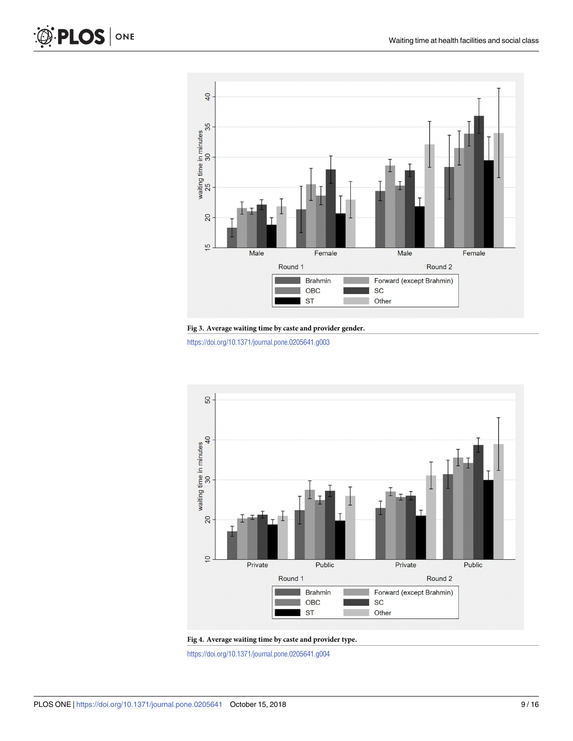**Fig 3. Average waiting time by caste and provider gender.**

https://doi.org/10.1371/journal.pone.0205641.g003

**Fig 4. Average waiting time by caste and provider type.**

https://doi.org/10.1371/journal.pone.0205641.g004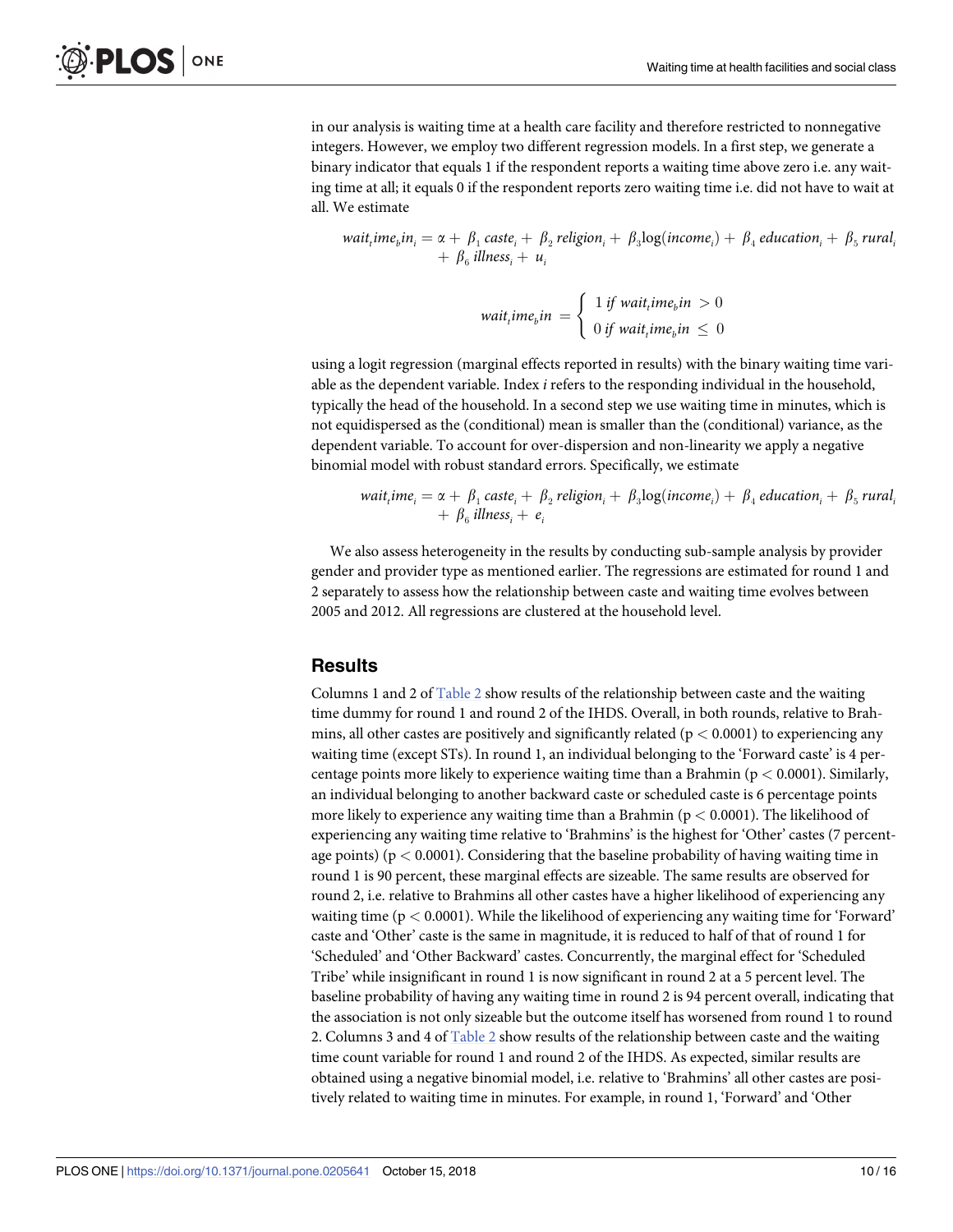in our analysis is waiting time at a health care facility and therefore restricted to nonnegative integers. However, we employ two different regression models. In a first step, we generate a binary indicator that equals 1 if the respondent reports a waiting time above zero i.e. any waiting time at all; it equals 0 if the respondent reports zero waiting time i.e. did not have to wait at all. We estimate

$$wait_time_bin_i = \alpha + \beta_1\, caste_i + \beta_2\, religion_i + \beta_3 \log(income_i) + \beta_4\, education_i + \beta_5\, rural_i + \beta_6\, illness_i + u_i$$

$$wait_time_bin = \begin{cases} 1 \; if \; wait_time_bin > 0 \\ 0 \; if \; wait_time_bin \leq 0 \end{cases}$$

using a logit regression (marginal effects reported in results) with the binary waiting time variable as the dependent variable. Index *i* refers to the responding individual in the household, typically the head of the household. In a second step we use waiting time in minutes, which is not equidispersed as the (conditional) mean is smaller than the (conditional) variance, as the dependent variable. To account for over-dispersion and non-linearity we apply a negative binomial model with robust standard errors. Specifically, we estimate

$$wait_time_i = \alpha + \beta_1\, caste_i + \beta_2\, religion_i + \beta_3 \log(income_i) + \beta_4\, education_i + \beta_5\, rural_i + \beta_6\, illness_i + e_i$$

We also assess heterogeneity in the results by conducting sub-sample analysis by provider gender and provider type as mentioned earlier. The regressions are estimated for round 1 and 2 separately to assess how the relationship between caste and waiting time evolves between 2005 and 2012. All regressions are clustered at the household level.

## Results

Columns 1 and 2 of Table 2 show results of the relationship between caste and the waiting time dummy for round 1 and round 2 of the IHDS. Overall, in both rounds, relative to Brahmins, all other castes are positively and significantly related ($p < 0.0001$) to experiencing any waiting time (except STs). In round 1, an individual belonging to the 'Forward caste' is 4 percentage points more likely to experience waiting time than a Brahmin ($p < 0.0001$). Similarly, an individual belonging to another backward caste or scheduled caste is 6 percentage points more likely to experience any waiting time than a Brahmin ($p < 0.0001$). The likelihood of experiencing any waiting time relative to 'Brahmins' is the highest for 'Other' castes (7 percentage points) ($p < 0.0001$). Considering that the baseline probability of having waiting time in round 1 is 90 percent, these marginal effects are sizeable. The same results are observed for round 2, i.e. relative to Brahmins all other castes have a higher likelihood of experiencing any waiting time ($p < 0.0001$). While the likelihood of experiencing any waiting time for 'Forward' caste and 'Other' caste is the same in magnitude, it is reduced to half of that of round 1 for 'Scheduled' and 'Other Backward' castes. Concurrently, the marginal effect for 'Scheduled Tribe' while insignificant in round 1 is now significant in round 2 at a 5 percent level. The baseline probability of having any waiting time in round 2 is 94 percent overall, indicating that the association is not only sizeable but the outcome itself has worsened from round 1 to round 2. Columns 3 and 4 of Table 2 show results of the relationship between caste and the waiting time count variable for round 1 and round 2 of the IHDS. As expected, similar results are obtained using a negative binomial model, i.e. relative to 'Brahmins' all other castes are positively related to waiting time in minutes. For example, in round 1, 'Forward' and 'Other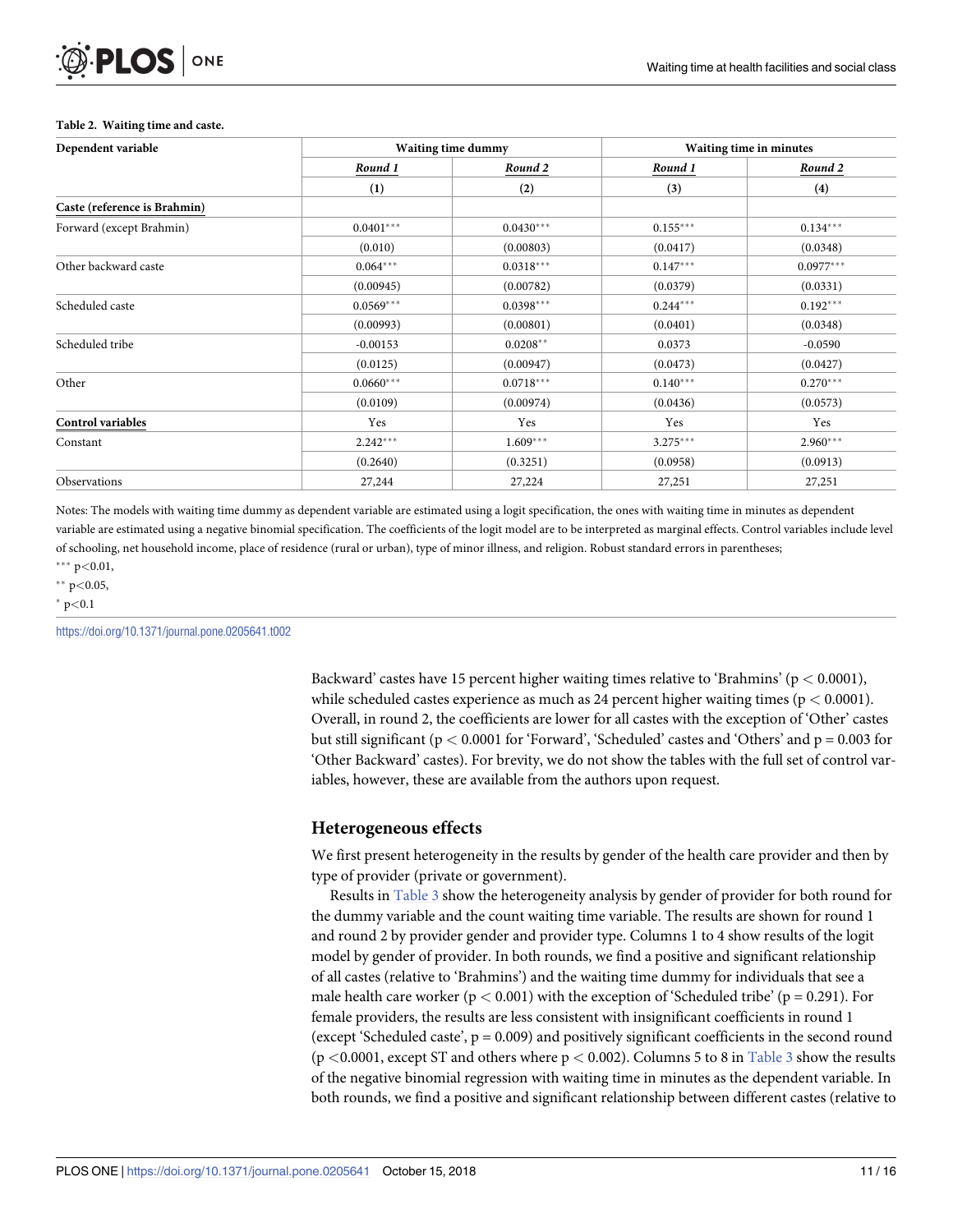**Table 2. Waiting time and caste.**

| Dependent variable | Waiting time dummy | | Waiting time in minutes | |
|---|---|---|---|---|
| | *Round 1* | *Round 2* | *Round 1* | *Round 2* |
| | (1) | (2) | (3) | (4) |
| **Caste (reference is Brahmin)** | | | | |
| Forward (except Brahmin) | 0.0401*** | 0.0430*** | 0.155*** | 0.134*** |
| | (0.010) | (0.00803) | (0.0417) | (0.0348) |
| Other backward caste | 0.064*** | 0.0318*** | 0.147*** | 0.0977*** |
| | (0.00945) | (0.00782) | (0.0379) | (0.0331) |
| Scheduled caste | 0.0569*** | 0.0398*** | 0.244*** | 0.192*** |
| | (0.00993) | (0.00801) | (0.0401) | (0.0348) |
| Scheduled tribe | -0.00153 | 0.0208** | 0.0373 | -0.0590 |
| | (0.0125) | (0.00947) | (0.0473) | (0.0427) |
| Other | 0.0660*** | 0.0718*** | 0.140*** | 0.270*** |
| | (0.0109) | (0.00974) | (0.0436) | (0.0573) |
| **Control variables** | Yes | Yes | Yes | Yes |
| Constant | 2.242*** | 1.609*** | 3.275*** | 2.960*** |
| | (0.2640) | (0.3251) | (0.0958) | (0.0913) |
| Observations | 27,244 | 27,224 | 27,251 | 27,251 |

Notes: The models with waiting time dummy as dependent variable are estimated using a logit specification, the ones with waiting time in minutes as dependent variable are estimated using a negative binomial specification. The coefficients of the logit model are to be interpreted as marginal effects. Control variables include level of schooling, net household income, place of residence (rural or urban), type of minor illness, and religion. Robust standard errors in parentheses;

*** $p<0.01$,

** $p<0.05$,

* $p<0.1$

https://doi.org/10.1371/journal.pone.0205641.t002

Backward' castes have 15 percent higher waiting times relative to 'Brahmins' ($p < 0.0001$), while scheduled castes experience as much as 24 percent higher waiting times ($p < 0.0001$). Overall, in round 2, the coefficients are lower for all castes with the exception of 'Other' castes but still significant ($p < 0.0001$ for 'Forward', 'Scheduled' castes and 'Others' and $p = 0.003$ for 'Other Backward' castes). For brevity, we do not show the tables with the full set of control variables, however, these are available from the authors upon request.

## Heterogeneous effects

We first present heterogeneity in the results by gender of the health care provider and then by type of provider (private or government).

Results in Table 3 show the heterogeneity analysis by gender of provider for both round for the dummy variable and the count waiting time variable. The results are shown for round 1 and round 2 by provider gender and provider type. Columns 1 to 4 show results of the logit model by gender of provider. In both rounds, we find a positive and significant relationship of all castes (relative to 'Brahmins') and the waiting time dummy for individuals that see a male health care worker ($p < 0.001$) with the exception of 'Scheduled tribe' ($p = 0.291$). For female providers, the results are less consistent with insignificant coefficients in round 1 (except 'Scheduled caste', $p = 0.009$) and positively significant coefficients in the second round ($p < 0.0001$, except ST and others where $p < 0.002$). Columns 5 to 8 in Table 3 show the results of the negative binomial regression with waiting time in minutes as the dependent variable. In both rounds, we find a positive and significant relationship between different castes (relative to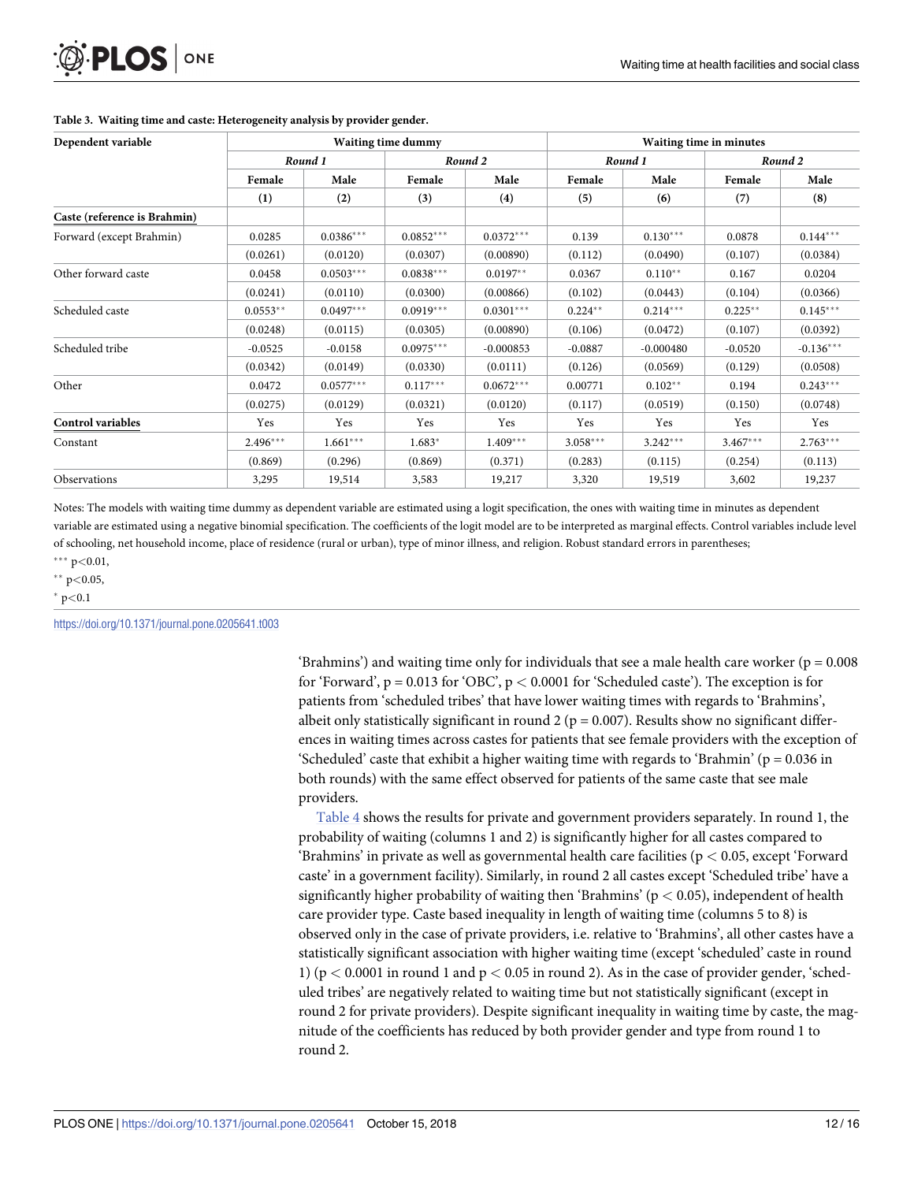**Table 3. Waiting time and caste: Heterogeneity analysis by provider gender.**

| Dependent variable | Waiting time dummy | | | | Waiting time in minutes | | | |
|---|---|---|---|---|---|---|---|---|
| | *Round 1* | | *Round 2* | | *Round 1* | | *Round 2* | |
| | Female | Male | Female | Male | Female | Male | Female | Male |
| | (1) | (2) | (3) | (4) | (5) | (6) | (7) | (8) |
| Caste (reference is Brahmin) | | | | | | | | |
| Forward (except Brahmin) | 0.0285 | 0.0386*** | 0.0852*** | 0.0372*** | 0.139 | 0.130*** | 0.0878 | 0.144*** |
| | (0.0261) | (0.0120) | (0.0307) | (0.00890) | (0.112) | (0.0490) | (0.107) | (0.0384) |
| Other forward caste | 0.0458 | 0.0503*** | 0.0838*** | 0.0197** | 0.0367 | 0.110** | 0.167 | 0.0204 |
| | (0.0241) | (0.0110) | (0.0300) | (0.00866) | (0.102) | (0.0443) | (0.104) | (0.0366) |
| Scheduled caste | 0.0553** | 0.0497*** | 0.0919*** | 0.0301*** | 0.224** | 0.214*** | 0.225** | 0.145*** |
| | (0.0248) | (0.0115) | (0.0305) | (0.00890) | (0.106) | (0.0472) | (0.107) | (0.0392) |
| Scheduled tribe | -0.0525 | -0.0158 | 0.0975*** | -0.000853 | -0.0887 | -0.000480 | -0.0520 | -0.136*** |
| | (0.0342) | (0.0149) | (0.0330) | (0.0111) | (0.126) | (0.0569) | (0.129) | (0.0508) |
| Other | 0.0472 | 0.0577*** | 0.117*** | 0.0672*** | 0.00771 | 0.102** | 0.194 | 0.243*** |
| | (0.0275) | (0.0129) | (0.0321) | (0.0120) | (0.117) | (0.0519) | (0.150) | (0.0748) |
| Control variables | Yes | Yes | Yes | Yes | Yes | Yes | Yes | Yes |
| Constant | 2.496*** | 1.661*** | 1.683* | 1.409*** | 3.058*** | 3.242*** | 3.467*** | 2.763*** |
| | (0.869) | (0.296) | (0.869) | (0.371) | (0.283) | (0.115) | (0.254) | (0.113) |
| Observations | 3,295 | 19,514 | 3,583 | 19,217 | 3,320 | 19,519 | 3,602 | 19,237 |

Notes: The models with waiting time dummy as dependent variable are estimated using a logit specification, the ones with waiting time in minutes as dependent variable are estimated using a negative binomial specification. The coefficients of the logit model are to be interpreted as marginal effects. Control variables include level of schooling, net household income, place of residence (rural or urban), type of minor illness, and religion. Robust standard errors in parentheses;

*** $p<0.01$,

** $p<0.05$,

* $p<0.1$

https://doi.org/10.1371/journal.pone.0205641.t003

'Brahmins') and waiting time only for individuals that see a male health care worker (p = 0.008 for 'Forward', p = 0.013 for 'OBC', p < 0.0001 for 'Scheduled caste'). The exception is for patients from 'scheduled tribes' that have lower waiting times with regards to 'Brahmins', albeit only statistically significant in round 2 (p = 0.007). Results show no significant differences in waiting times across castes for patients that see female providers with the exception of 'Scheduled' caste that exhibit a higher waiting time with regards to 'Brahmin' (p = 0.036 in both rounds) with the same effect observed for patients of the same caste that see male providers.

Table 4 shows the results for private and government providers separately. In round 1, the probability of waiting (columns 1 and 2) is significantly higher for all castes compared to 'Brahmins' in private as well as governmental health care facilities (p < 0.05, except 'Forward caste' in a government facility). Similarly, in round 2 all castes except 'Scheduled tribe' have a significantly higher probability of waiting then 'Brahmins' (p < 0.05), independent of health care provider type. Caste based inequality in length of waiting time (columns 5 to 8) is observed only in the case of private providers, i.e. relative to 'Brahmins', all other castes have a statistically significant association with higher waiting time (except 'scheduled' caste in round 1) (p < 0.0001 in round 1 and p < 0.05 in round 2). As in the case of provider gender, 'scheduled tribes' are negatively related to waiting time but not statistically significant (except in round 2 for private providers). Despite significant inequality in waiting time by caste, the magnitude of the coefficients has reduced by both provider gender and type from round 1 to round 2.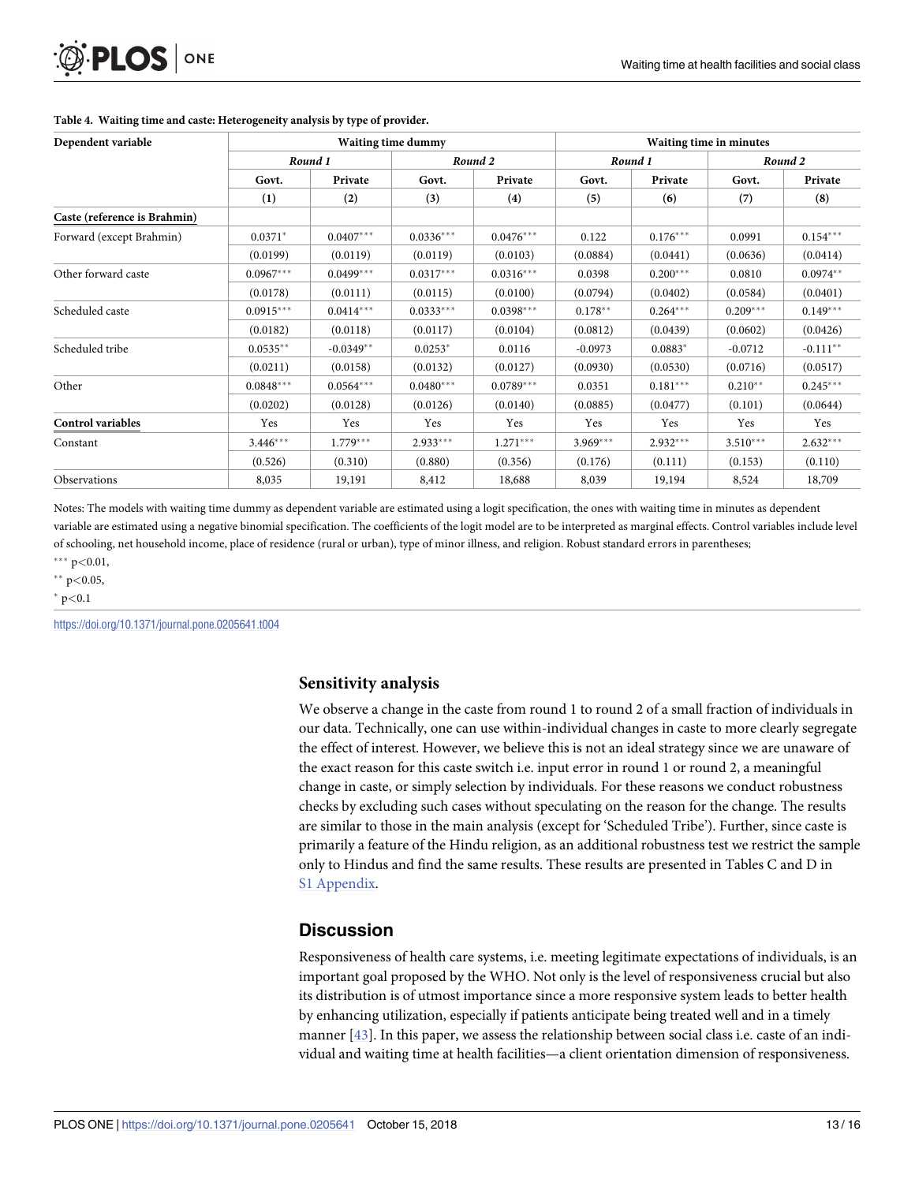**Table 4. Waiting time and caste: Heterogeneity analysis by type of provider.**

| Dependent variable | Waiting time dummy | | | | Waiting time in minutes | | | |
|---|---|---|---|---|---|---|---|---|
| | *Round 1* | | *Round 2* | | *Round 1* | | *Round 2* | |
| | Govt. | Private | Govt. | Private | Govt. | Private | Govt. | Private |
| | (1) | (2) | (3) | (4) | (5) | (6) | (7) | (8) |
| **Caste (reference is Brahmin)** | | | | | | | | |
| Forward (except Brahmin) | 0.0371* | 0.0407*** | 0.0336*** | 0.0476*** | 0.122 | 0.176*** | 0.0991 | 0.154*** |
| | (0.0199) | (0.0119) | (0.0119) | (0.0103) | (0.0884) | (0.0441) | (0.0636) | (0.0414) |
| Other forward caste | 0.0967*** | 0.0499*** | 0.0317*** | 0.0316*** | 0.0398 | 0.200*** | 0.0810 | 0.0974** |
| | (0.0178) | (0.0111) | (0.0115) | (0.0100) | (0.0794) | (0.0402) | (0.0584) | (0.0401) |
| Scheduled caste | 0.0915*** | 0.0414*** | 0.0333*** | 0.0398*** | 0.178** | 0.264*** | 0.209*** | 0.149*** |
| | (0.0182) | (0.0118) | (0.0117) | (0.0104) | (0.0812) | (0.0439) | (0.0602) | (0.0426) |
| Scheduled tribe | 0.0535** | -0.0349** | 0.0253* | 0.0116 | -0.0973 | 0.0883* | -0.0712 | -0.111** |
| | (0.0211) | (0.0158) | (0.0132) | (0.0127) | (0.0930) | (0.0530) | (0.0716) | (0.0517) |
| Other | 0.0848*** | 0.0564*** | 0.0480*** | 0.0789*** | 0.0351 | 0.181*** | 0.210** | 0.245*** |
| | (0.0202) | (0.0128) | (0.0126) | (0.0140) | (0.0885) | (0.0477) | (0.101) | (0.0644) |
| **Control variables** | Yes | Yes | Yes | Yes | Yes | Yes | Yes | Yes |
| Constant | 3.446*** | 1.779*** | 2.933*** | 1.271*** | 3.969*** | 2.932*** | 3.510*** | 2.632*** |
| | (0.526) | (0.310) | (0.880) | (0.356) | (0.176) | (0.111) | (0.153) | (0.110) |
| Observations | 8,035 | 19,191 | 8,412 | 18,688 | 8,039 | 19,194 | 8,524 | 18,709 |

Notes: The models with waiting time dummy as dependent variable are estimated using a logit specification, the ones with waiting time in minutes as dependent variable are estimated using a negative binomial specification. The coefficients of the logit model are to be interpreted as marginal effects. Control variables include level of schooling, net household income, place of residence (rural or urban), type of minor illness, and religion. Robust standard errors in parentheses;

*** $p<0.01$,

** $p<0.05$,

* $p<0.1$

https://doi.org/10.1371/journal.pone.0205641.t004

## Sensitivity analysis

We observe a change in the caste from round 1 to round 2 of a small fraction of individuals in our data. Technically, one can use within-individual changes in caste to more clearly segregate the effect of interest. However, we believe this is not an ideal strategy since we are unaware of the exact reason for this caste switch i.e. input error in round 1 or round 2, a meaningful change in caste, or simply selection by individuals. For these reasons we conduct robustness checks by excluding such cases without speculating on the reason for the change. The results are similar to those in the main analysis (except for 'Scheduled Tribe'). Further, since caste is primarily a feature of the Hindu religion, as an additional robustness test we restrict the sample only to Hindus and find the same results. These results are presented in Tables C and D in S1 Appendix.

## Discussion

Responsiveness of health care systems, i.e. meeting legitimate expectations of individuals, is an important goal proposed by the WHO. Not only is the level of responsiveness crucial but also its distribution is of utmost importance since a more responsive system leads to better health by enhancing utilization, especially if patients anticipate being treated well and in a timely manner [43]. In this paper, we assess the relationship between social class i.e. caste of an individual and waiting time at health facilities—a client orientation dimension of responsiveness.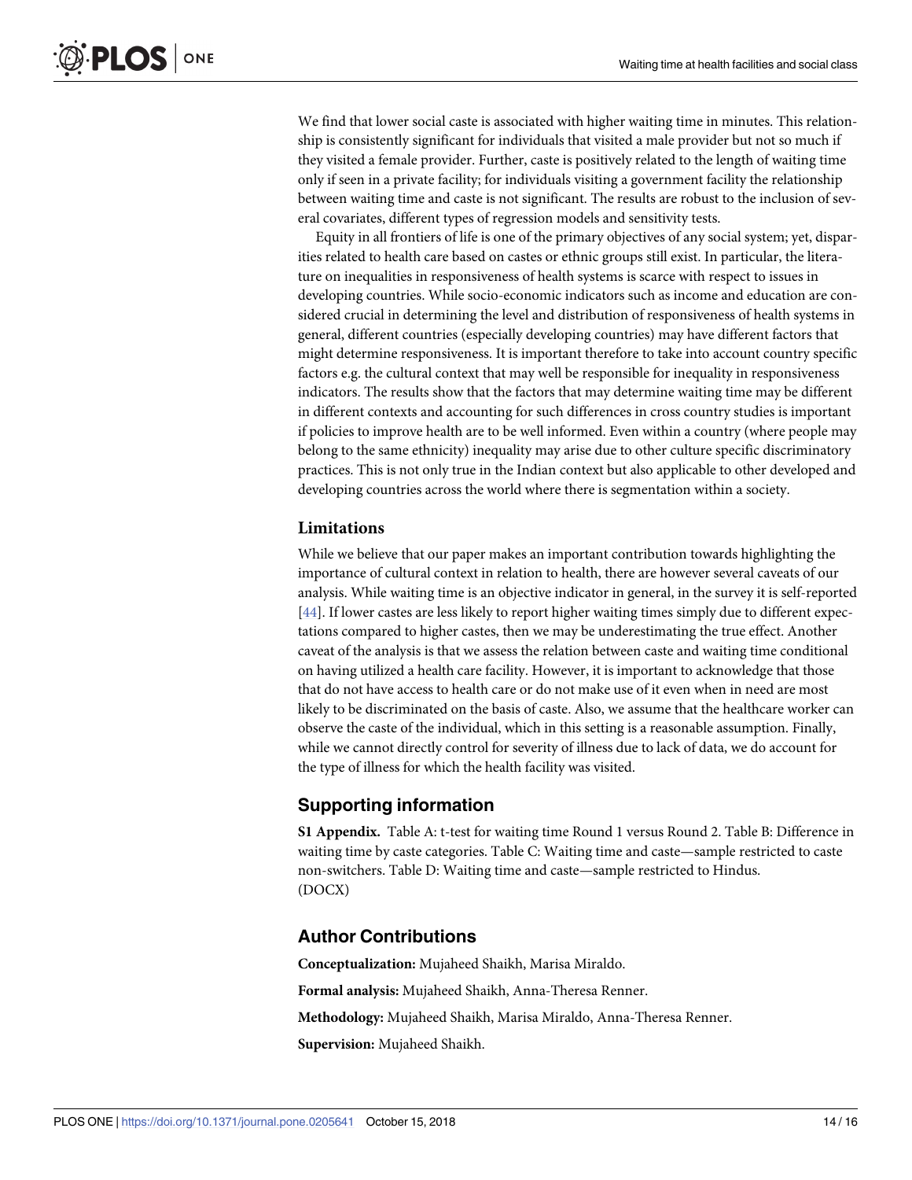We find that lower social caste is associated with higher waiting time in minutes. This relationship is consistently significant for individuals that visited a male provider but not so much if they visited a female provider. Further, caste is positively related to the length of waiting time only if seen in a private facility; for individuals visiting a government facility the relationship between waiting time and caste is not significant. The results are robust to the inclusion of several covariates, different types of regression models and sensitivity tests.

Equity in all frontiers of life is one of the primary objectives of any social system; yet, disparities related to health care based on castes or ethnic groups still exist. In particular, the literature on inequalities in responsiveness of health systems is scarce with respect to issues in developing countries. While socio-economic indicators such as income and education are considered crucial in determining the level and distribution of responsiveness of health systems in general, different countries (especially developing countries) may have different factors that might determine responsiveness. It is important therefore to take into account country specific factors e.g. the cultural context that may well be responsible for inequality in responsiveness indicators. The results show that the factors that may determine waiting time may be different in different contexts and accounting for such differences in cross country studies is important if policies to improve health are to be well informed. Even within a country (where people may belong to the same ethnicity) inequality may arise due to other culture specific discriminatory practices. This is not only true in the Indian context but also applicable to other developed and developing countries across the world where there is segmentation within a society.

### Limitations

While we believe that our paper makes an important contribution towards highlighting the importance of cultural context in relation to health, there are however several caveats of our analysis. While waiting time is an objective indicator in general, in the survey it is self-reported [44]. If lower castes are less likely to report higher waiting times simply due to different expectations compared to higher castes, then we may be underestimating the true effect. Another caveat of the analysis is that we assess the relation between caste and waiting time conditional on having utilized a health care facility. However, it is important to acknowledge that those that do not have access to health care or do not make use of it even when in need are most likely to be discriminated on the basis of caste. Also, we assume that the healthcare worker can observe the caste of the individual, which in this setting is a reasonable assumption. Finally, while we cannot directly control for severity of illness due to lack of data, we do account for the type of illness for which the health facility was visited.

## Supporting information

**S1 Appendix.** Table A: t-test for waiting time Round 1 versus Round 2. Table B: Difference in waiting time by caste categories. Table C: Waiting time and caste—sample restricted to caste non-switchers. Table D: Waiting time and caste—sample restricted to Hindus.
(DOCX)

## Author Contributions

**Conceptualization:** Mujaheed Shaikh, Marisa Miraldo.

**Formal analysis:** Mujaheed Shaikh, Anna-Theresa Renner.

**Methodology:** Mujaheed Shaikh, Marisa Miraldo, Anna-Theresa Renner.

**Supervision:** Mujaheed Shaikh.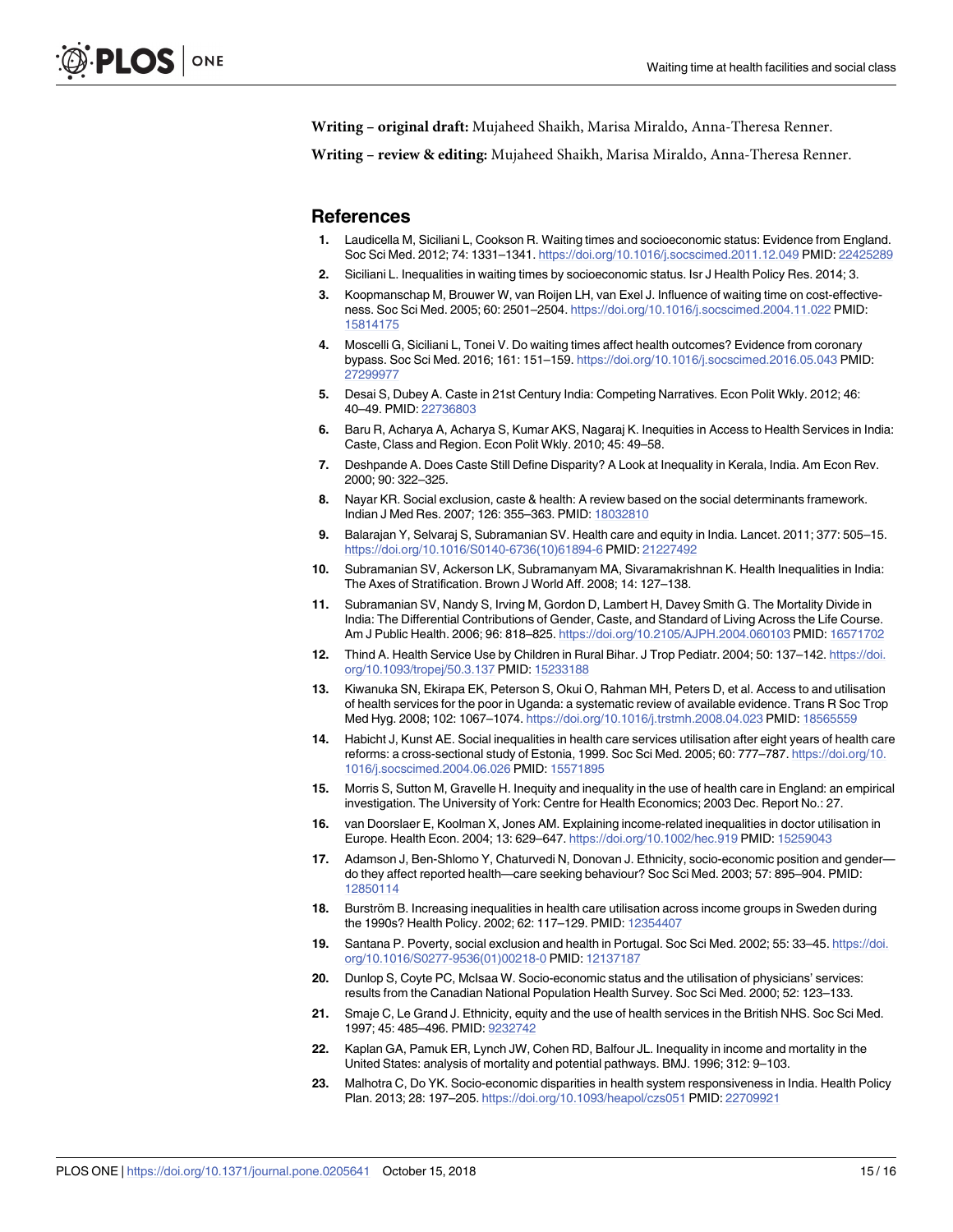**Writing – original draft:** Mujaheed Shaikh, Marisa Miraldo, Anna-Theresa Renner.

**Writing – review & editing:** Mujaheed Shaikh, Marisa Miraldo, Anna-Theresa Renner.

## References

1. Laudicella M, Siciliani L, Cookson R. Waiting times and socioeconomic status: Evidence from England. Soc Sci Med. 2012; 74: 1331–1341. https://doi.org/10.1016/j.socscimed.2011.12.049 PMID: 22425289
2. Siciliani L. Inequalities in waiting times by socioeconomic status. Isr J Health Policy Res. 2014; 3.
3. Koopmanschap M, Brouwer W, van Roijen LH, van Exel J. Influence of waiting time on cost-effectiveness. Soc Sci Med. 2005; 60: 2501–2504. https://doi.org/10.1016/j.socscimed.2004.11.022 PMID: 15814175
4. Moscelli G, Siciliani L, Tonei V. Do waiting times affect health outcomes? Evidence from coronary bypass. Soc Sci Med. 2016; 161: 151–159. https://doi.org/10.1016/j.socscimed.2016.05.043 PMID: 27299977
5. Desai S, Dubey A. Caste in 21st Century India: Competing Narratives. Econ Polit Wkly. 2012; 46: 40–49. PMID: 22736803
6. Baru R, Acharya A, Acharya S, Kumar AKS, Nagaraj K. Inequities in Access to Health Services in India: Caste, Class and Region. Econ Polit Wkly. 2010; 45: 49–58.
7. Deshpande A. Does Caste Still Define Disparity? A Look at Inequality in Kerala, India. Am Econ Rev. 2000; 90: 322–325.
8. Nayar KR. Social exclusion, caste & health: A review based on the social determinants framework. Indian J Med Res. 2007; 126: 355–363. PMID: 18032810
9. Balarajan Y, Selvaraj S, Subramanian SV. Health care and equity in India. Lancet. 2011; 377: 505–15. https://doi.org/10.1016/S0140-6736(10)61894-6 PMID: 21227492
10. Subramanian SV, Ackerson LK, Subramanyam MA, Sivaramakrishnan K. Health Inequalities in India: The Axes of Stratification. Brown J World Aff. 2008; 14: 127–138.
11. Subramanian SV, Nandy S, Irving M, Gordon D, Lambert H, Davey Smith G. The Mortality Divide in India: The Differential Contributions of Gender, Caste, and Standard of Living Across the Life Course. Am J Public Health. 2006; 96: 818–825. https://doi.org/10.2105/AJPH.2004.060103 PMID: 16571702
12. Thind A. Health Service Use by Children in Rural Bihar. J Trop Pediatr. 2004; 50: 137–142. https://doi.org/10.1093/tropej/50.3.137 PMID: 15233188
13. Kiwanuka SN, Ekirapa EK, Peterson S, Okui O, Rahman MH, Peters D, et al. Access to and utilisation of health services for the poor in Uganda: a systematic review of available evidence. Trans R Soc Trop Med Hyg. 2008; 102: 1067–1074. https://doi.org/10.1016/j.trstmh.2008.04.023 PMID: 18565559
14. Habicht J, Kunst AE. Social inequalities in health care services utilisation after eight years of health care reforms: a cross-sectional study of Estonia, 1999. Soc Sci Med. 2005; 60: 777–787. https://doi.org/10.1016/j.socscimed.2004.06.026 PMID: 15571895
15. Morris S, Sutton M, Gravelle H. Inequity and inequality in the use of health care in England: an empirical investigation. The University of York: Centre for Health Economics; 2003 Dec. Report No.: 27.
16. van Doorslaer E, Koolman X, Jones AM. Explaining income-related inequalities in doctor utilisation in Europe. Health Econ. 2004; 13: 629–647. https://doi.org/10.1002/hec.919 PMID: 15259043
17. Adamson J, Ben-Shlomo Y, Chaturvedi N, Donovan J. Ethnicity, socio-economic position and gender—do they affect reported health—care seeking behaviour? Soc Sci Med. 2003; 57: 895–904. PMID: 12850114
18. Burström B. Increasing inequalities in health care utilisation across income groups in Sweden during the 1990s? Health Policy. 2002; 62: 117–129. PMID: 12354407
19. Santana P. Poverty, social exclusion and health in Portugal. Soc Sci Med. 2002; 55: 33–45. https://doi.org/10.1016/S0277-9536(01)00218-0 PMID: 12137187
20. Dunlop S, Coyte PC, McIsaa W. Socio-economic status and the utilisation of physicians' services: results from the Canadian National Population Health Survey. Soc Sci Med. 2000; 52: 123–133.
21. Smaje C, Le Grand J. Ethnicity, equity and the use of health services in the British NHS. Soc Sci Med. 1997; 45: 485–496. PMID: 9232742
22. Kaplan GA, Pamuk ER, Lynch JW, Cohen RD, Balfour JL. Inequality in income and mortality in the United States: analysis of mortality and potential pathways. BMJ. 1996; 312: 9–103.
23. Malhotra C, Do YK. Socio-economic disparities in health system responsiveness in India. Health Policy Plan. 2013; 28: 197–205. https://doi.org/10.1093/heapol/czs051 PMID: 22709921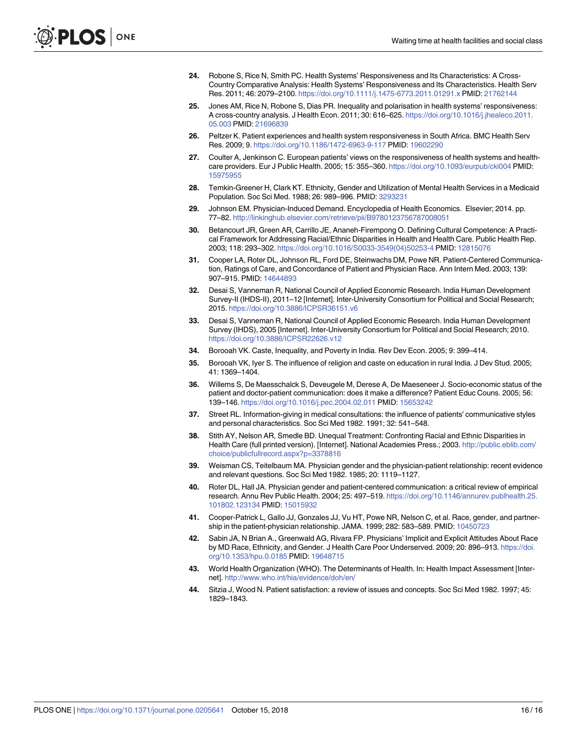24. Robone S, Rice N, Smith PC. Health Systems' Responsiveness and Its Characteristics: A Cross-Country Comparative Analysis: Health Systems' Responsiveness and Its Characteristics. Health Serv Res. 2011; 46: 2079–2100. https://doi.org/10.1111/j.1475-6773.2011.01291.x PMID: 21762144

25. Jones AM, Rice N, Robone S, Dias PR. Inequality and polarisation in health systems' responsiveness: A cross-country analysis. J Health Econ. 2011; 30: 616–625. https://doi.org/10.1016/j.jhealeco.2011.05.003 PMID: 21696839

26. Peltzer K. Patient experiences and health system responsiveness in South Africa. BMC Health Serv Res. 2009; 9. https://doi.org/10.1186/1472-6963-9-117 PMID: 19602290

27. Coulter A, Jenkinson C. European patients' views on the responsiveness of health systems and healthcare providers. Eur J Public Health. 2005; 15: 355–360. https://doi.org/10.1093/eurpub/cki004 PMID: 15975955

28. Temkin-Greener H, Clark KT. Ethnicity, Gender and Utilization of Mental Health Services in a Medicaid Population. Soc Sci Med. 1988; 26: 989–996. PMID: 3293231

29. Johnson EM. Physician-Induced Demand. Encyclopedia of Health Economics. Elsevier; 2014. pp. 77–82. http://linkinghub.elsevier.com/retrieve/pii/B9780123756787008051

30. Betancourt JR, Green AR, Carrillo JE, Ananeh-Firempong O. Defining Cultural Competence: A Practical Framework for Addressing Racial/Ethnic Disparities in Health and Health Care. Public Health Rep. 2003; 118: 293–302. https://doi.org/10.1016/S0033-3549(04)50253-4 PMID: 12815076

31. Cooper LA, Roter DL, Johnson RL, Ford DE, Steinwachs DM, Powe NR. Patient-Centered Communication, Ratings of Care, and Concordance of Patient and Physician Race. Ann Intern Med. 2003; 139: 907–915. PMID: 14644893

32. Desai S, Vanneman R, National Council of Applied Economic Research. India Human Development Survey-II (IHDS-II), 2011–12 [Internet]. Inter-University Consortium for Political and Social Research; 2015. https://doi.org/10.3886/ICPSR36151.v6

33. Desai S, Vanneman R, National Council of Applied Economic Research. India Human Development Survey (IHDS), 2005 [Internet]. Inter-University Consortium for Political and Social Research; 2010. https://doi.org/10.3886/ICPSR22626.v12

34. Borooah VK. Caste, Inequality, and Poverty in India. Rev Dev Econ. 2005; 9: 399–414.

35. Borooah VK, Iyer S. The influence of religion and caste on education in rural India. J Dev Stud. 2005; 41: 1369–1404.

36. Willems S, De Maesschalck S, Deveugele M, Derese A, De Maeseneer J. Socio-economic status of the patient and doctor-patient communication: does it make a difference? Patient Educ Couns. 2005; 56: 139–146. https://doi.org/10.1016/j.pec.2004.02.011 PMID: 15653242

37. Street RL. Information-giving in medical consultations: the influence of patients' communicative styles and personal characteristics. Soc Sci Med 1982. 1991; 32: 541–548.

38. Stith AY, Nelson AR, Smedle BD. Unequal Treatment: Confronting Racial and Ethnic Disparities in Health Care (full printed version). [Internet]. National Academies Press.; 2003. http://public.eblib.com/choice/publicfullrecord.aspx?p=3378816

39. Weisman CS, Teitelbaum MA. Physician gender and the physician-patient relationship: recent evidence and relevant questions. Soc Sci Med 1982. 1985; 20: 1119–1127.

40. Roter DL, Hall JA. Physician gender and patient-centered communication: a critical review of empirical research. Annu Rev Public Health. 2004; 25: 497–519. https://doi.org/10.1146/annurev.publhealth.25.101802.123134 PMID: 15015932

41. Cooper-Patrick L, Gallo JJ, Gonzales JJ, Vu HT, Powe NR, Nelson C, et al. Race, gender, and partnership in the patient-physician relationship. JAMA. 1999; 282: 583–589. PMID: 10450723

42. Sabin JA, N Brian A., Greenwald AG, Rivara FP. Physicians' Implicit and Explicit Attitudes About Race by MD Race, Ethnicity, and Gender. J Health Care Poor Underserved. 2009; 20: 896–913. https://doi.org/10.1353/hpu.0.0185 PMID: 19648715

43. World Health Organization (WHO). The Determinants of Health. In: Health Impact Assessment [Internet]. http://www.who.int/hia/evidence/doh/en/

44. Sitzia J, Wood N. Patient satisfaction: a review of issues and concepts. Soc Sci Med 1982. 1997; 45: 1829–1843.